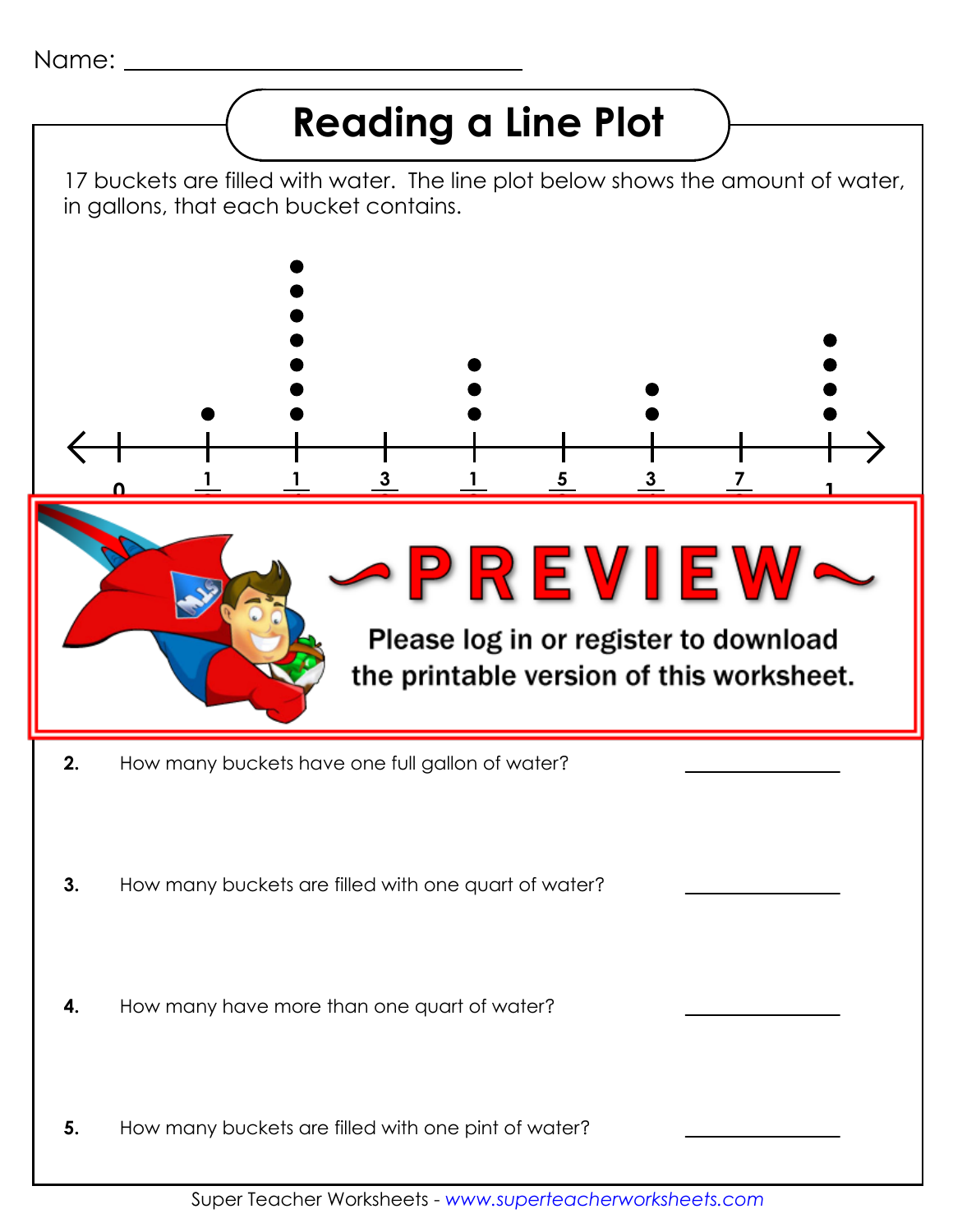Name: ________________________________

# Reading a Line Plot

17 buckets are filled with water. The line plot below shows the amount of water, in gallons, that each bucket contains.

~PREVIEW~

Please log in or register to download the printable version of this worksheet.

**2.** How many buckets have one full gallon of water? ____________

**3.** How many buckets are filled with one quart of water? ____________

**4.** How many have more than one quart of water? ____________

**5.** How many buckets are filled with one pint of water? ____________

Super Teacher Worksheets - *www.superteacherworksheets.com*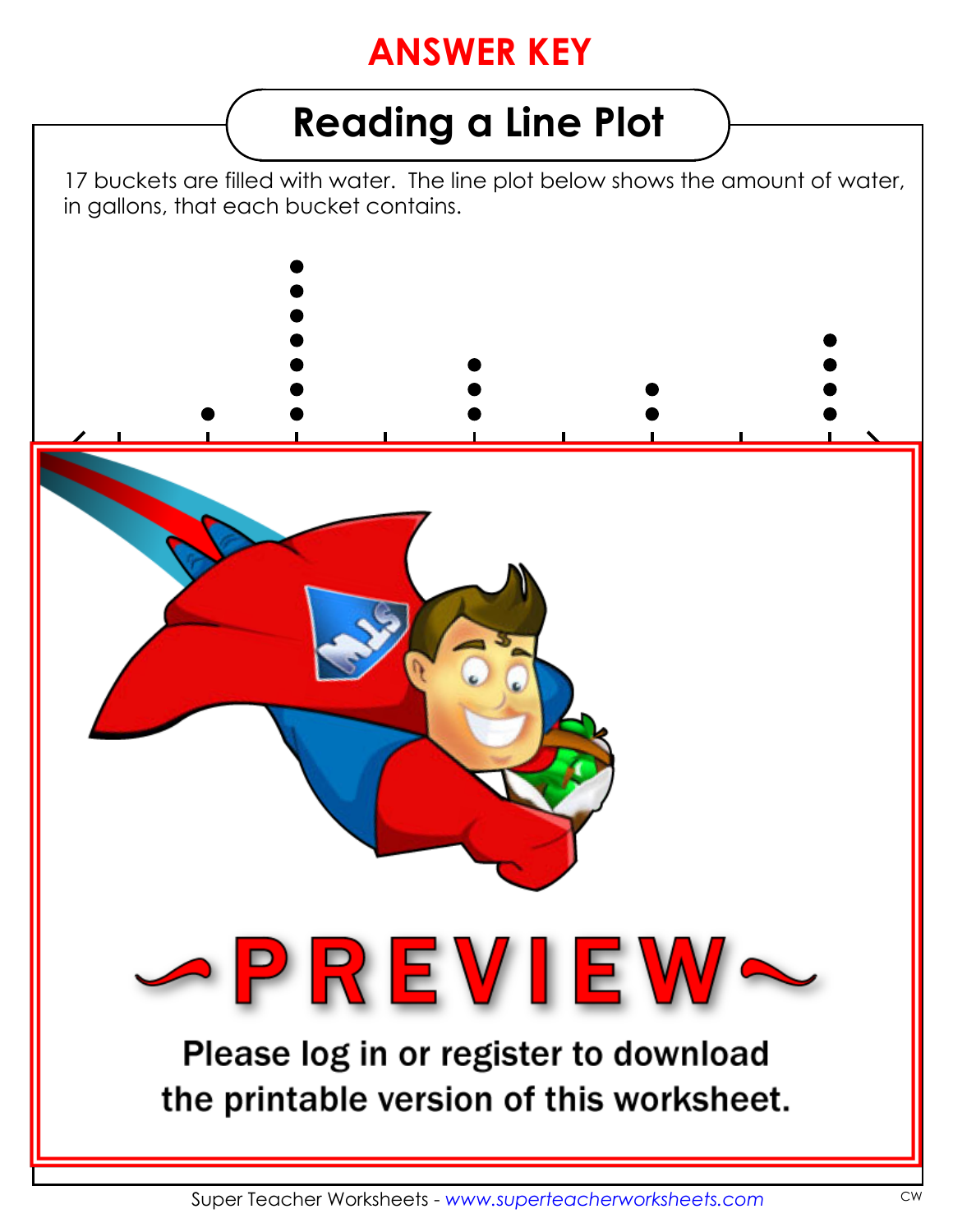ANSWER KEY

# Reading a Line Plot

17 buckets are filled with water. The line plot below shows the amount of water, in gallons, that each bucket contains.

~PREVIEW~

Please log in or register to download the printable version of this worksheet.